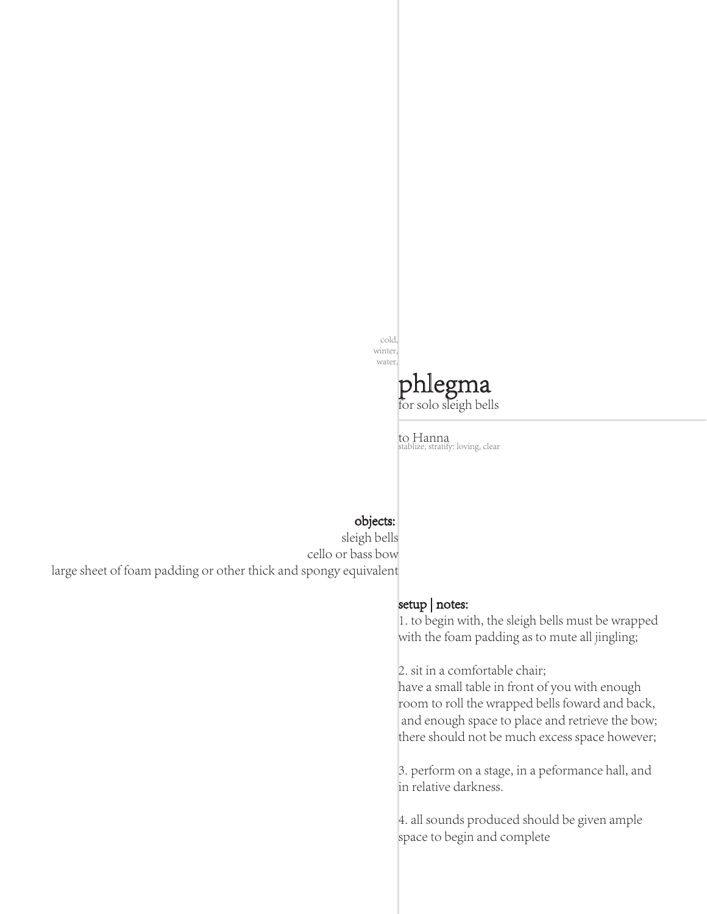cold,
winter,
water,

# phlegma

for solo sleigh bells

to Hanna

stablize, stratify: loving, clear

## objects:

sleigh bells
cello or bass bow
large sheet of foam padding or other thick and spongy equivalent

## setup | notes:

1. to begin with, the sleigh bells must be wrapped with the foam padding as to mute all jingling;

2. sit in a comfortable chair;
have a small table in front of you with enough room to roll the wrapped bells foward and back, and enough space to place and retrieve the bow; there should not be much excess space however;

3. perform on a stage, in a peformance hall, and in relative darkness.

4. all sounds produced should be given ample space to begin and complete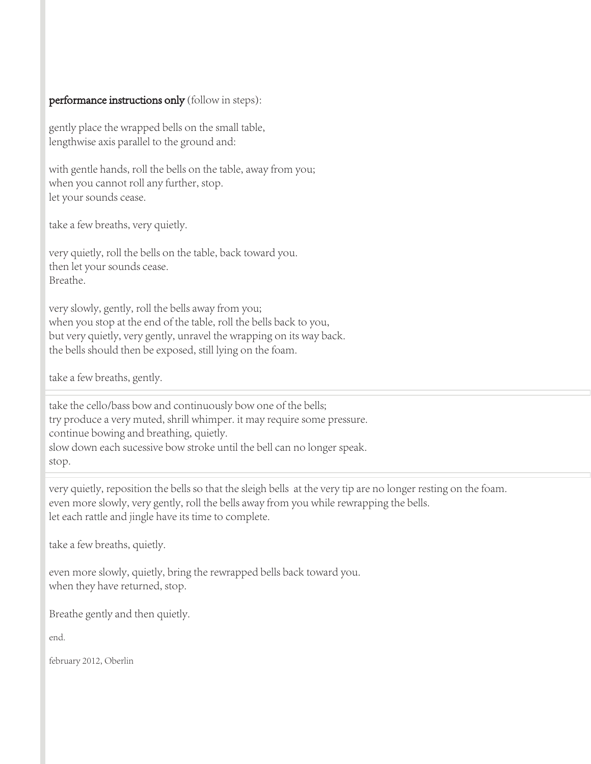**performance instructions only** (follow in steps):

gently place the wrapped bells on the small table,
lengthwise axis parallel to the ground and:

with gentle hands, roll the bells on the table, away from you;
when you cannot roll any further, stop.
let your sounds cease.

take a few breaths, very quietly.

very quietly, roll the bells on the table, back toward you.
then let your sounds cease.
Breathe.

very slowly, gently, roll the bells away from you;
when you stop at the end of the table, roll the bells back to you,
but very quietly, very gently, unravel the wrapping on its way back.
the bells should then be exposed, still lying on the foam.

take a few breaths, gently.

---

take the cello/bass bow and continuously bow one of the bells;
try produce a very muted, shrill whimper. it may require some pressure.
continue bowing and breathing, quietly.
slow down each sucessive bow stroke until the bell can no longer speak.
stop.

---

very quietly, reposition the bells so that the sleigh bells at the very tip are no longer resting on the foam.
even more slowly, very gently, roll the bells away from you while rewrapping the bells.
let each rattle and jingle have its time to complete.

take a few breaths, quietly.

even more slowly, quietly, bring the rewrapped bells back toward you.
when they have returned, stop.

Breathe gently and then quietly.

end.

february 2012, Oberlin